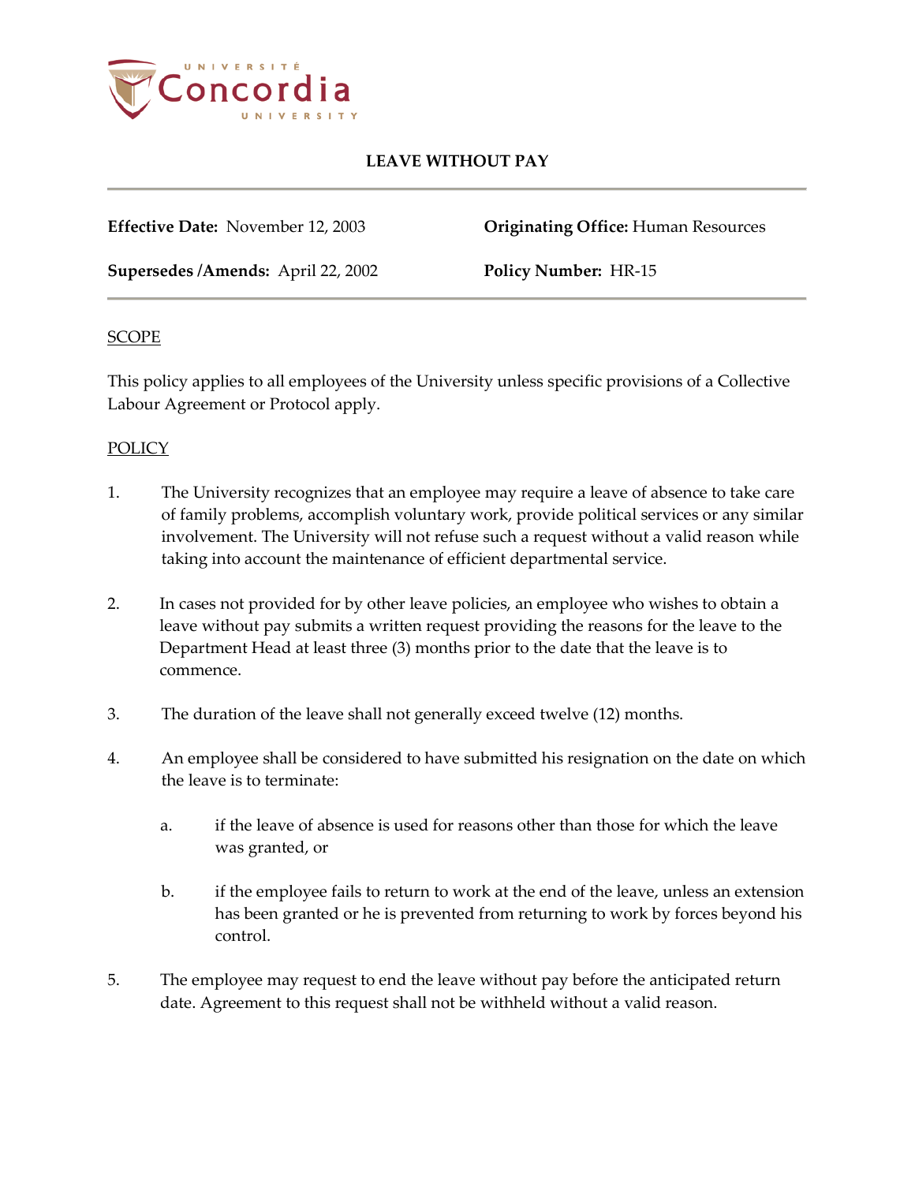# LEAVE WITHOUT PAY

**Effective Date:** November 12, 2003

**Originating Office:** Human Resources

**Supersedes /Amends:** April 22, 2002

**Policy Number:** HR-15

## SCOPE

This policy applies to all employees of the University unless specific provisions of a Collective Labour Agreement or Protocol apply.

## POLICY

1. The University recognizes that an employee may require a leave of absence to take care of family problems, accomplish voluntary work, provide political services or any similar involvement. The University will not refuse such a request without a valid reason while taking into account the maintenance of efficient departmental service.

2. In cases not provided for by other leave policies, an employee who wishes to obtain a leave without pay submits a written request providing the reasons for the leave to the Department Head at least three (3) months prior to the date that the leave is to commence.

3. The duration of the leave shall not generally exceed twelve (12) months.

4. An employee shall be considered to have submitted his resignation on the date on which the leave is to terminate:

   a. if the leave of absence is used for reasons other than those for which the leave was granted, or

   b. if the employee fails to return to work at the end of the leave, unless an extension has been granted or he is prevented from returning to work by forces beyond his control.

5. The employee may request to end the leave without pay before the anticipated return date. Agreement to this request shall not be withheld without a valid reason.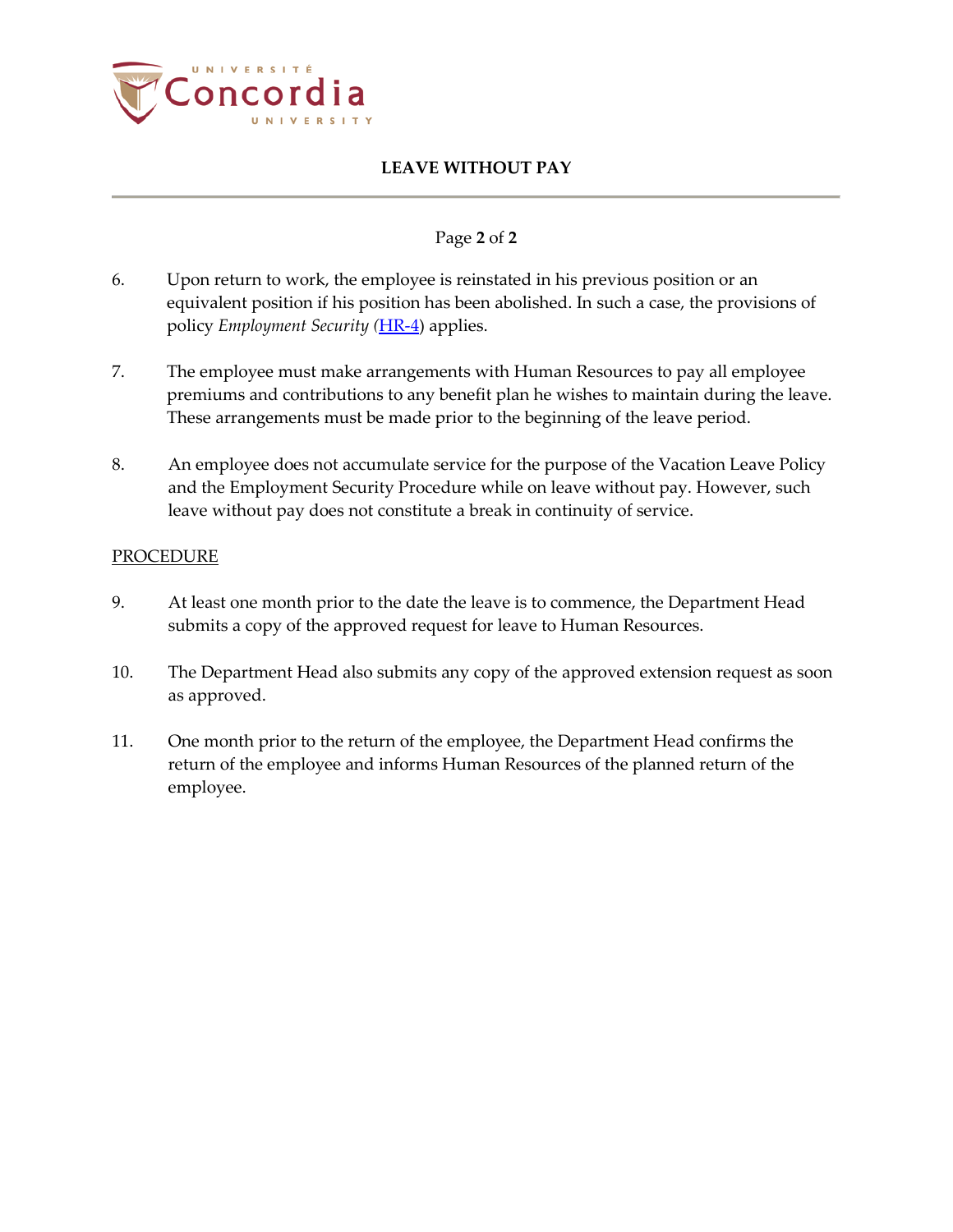6. Upon return to work, the employee is reinstated in his previous position or an equivalent position if his position has been abolished. In such a case, the provisions of policy *Employment Security* (HR-4) applies.

7. The employee must make arrangements with Human Resources to pay all employee premiums and contributions to any benefit plan he wishes to maintain during the leave. These arrangements must be made prior to the beginning of the leave period.

8. An employee does not accumulate service for the purpose of the Vacation Leave Policy and the Employment Security Procedure while on leave without pay. However, such leave without pay does not constitute a break in continuity of service.

PROCEDURE

9. At least one month prior to the date the leave is to commence, the Department Head submits a copy of the approved request for leave to Human Resources.

10. The Department Head also submits any copy of the approved extension request as soon as approved.

11. One month prior to the return of the employee, the Department Head confirms the return of the employee and informs Human Resources of the planned return of the employee.